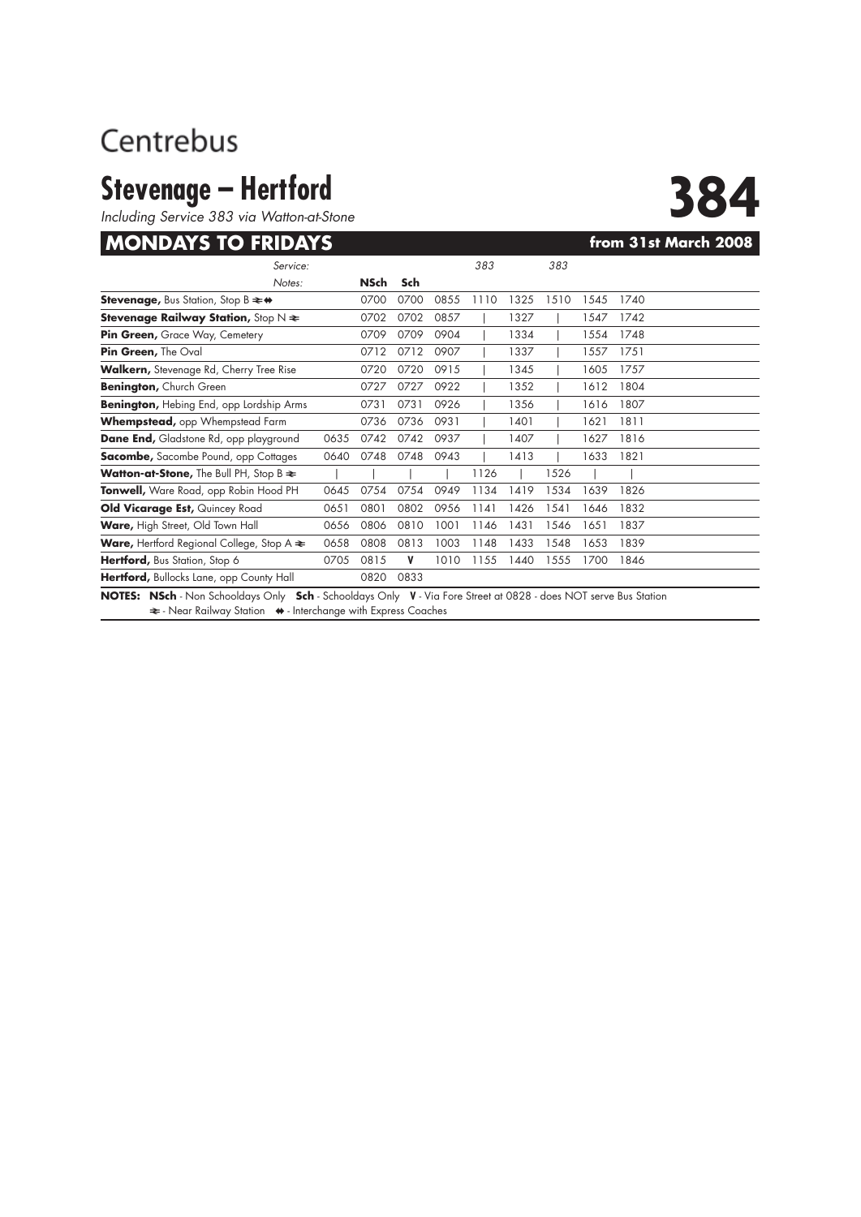Centrebus

# Stevenage – Hertford

*Including Service 383 via Watton-at-Stone*

# 384

## MONDAYS TO FRIDAYS

**from 31st March 2008**

| Service: | | | | | 383 | | 383 | | |
|---|---|---|---|---|---|---|---|---|---|
| Notes: | | NSch | Sch | | | | | | |
| **Stevenage,** Bus Station, Stop B ≹ ⇼ | | 0700 | 0700 | 0855 | 1110 | 1325 | 1510 | 1545 | 1740 |
| **Stevenage Railway Station,** Stop N ≹ | | 0702 | 0702 | 0857 | \| | 1327 | \| | 1547 | 1742 |
| **Pin Green,** Grace Way, Cemetery | | 0709 | 0709 | 0904 | \| | 1334 | \| | 1554 | 1748 |
| **Pin Green,** The Oval | | 0712 | 0712 | 0907 | \| | 1337 | \| | 1557 | 1751 |
| **Walkern,** Stevenage Rd, Cherry Tree Rise | | 0720 | 0720 | 0915 | \| | 1345 | \| | 1605 | 1757 |
| **Benington,** Church Green | | 0727 | 0727 | 0922 | \| | 1352 | \| | 1612 | 1804 |
| **Benington,** Hebing End, opp Lordship Arms | | 0731 | 0731 | 0926 | \| | 1356 | \| | 1616 | 1807 |
| **Whempstead,** opp Whempstead Farm | | 0736 | 0736 | 0931 | \| | 1401 | \| | 1621 | 1811 |
| **Dane End,** Gladstone Rd, opp playground | 0635 | 0742 | 0742 | 0937 | \| | 1407 | \| | 1627 | 1816 |
| **Sacombe,** Sacombe Pound, opp Cottages | 0640 | 0748 | 0748 | 0943 | \| | 1413 | \| | 1633 | 1821 |
| **Watton-at-Stone,** The Bull PH, Stop B ≹ | \| | \| | \| | \| | 1126 | \| | 1526 | \| | \| |
| **Tonwell,** Ware Road, opp Robin Hood PH | 0645 | 0754 | 0754 | 0949 | 1134 | 1419 | 1534 | 1639 | 1826 |
| **Old Vicarage Est,** Quincey Road | 0651 | 0801 | 0802 | 0956 | 1141 | 1426 | 1541 | 1646 | 1832 |
| **Ware,** High Street, Old Town Hall | 0656 | 0806 | 0810 | 1001 | 1146 | 1431 | 1546 | 1651 | 1837 |
| **Ware,** Hertford Regional College, Stop A ≹ | 0658 | 0808 | 0813 | 1003 | 1148 | 1433 | 1548 | 1653 | 1839 |
| **Hertford,** Bus Station, Stop 6 | 0705 | 0815 | **V** | 1010 | 1155 | 1440 | 1555 | 1700 | 1846 |
| **Hertford,** Bullocks Lane, opp County Hall | | 0820 | 0833 | | | | | | |

**NOTES: NSch** - Non Schooldays Only **Sch** - Schooldays Only **V** - Via Fore Street at 0828 - does NOT serve Bus Station
≹ - Near Railway Station ⇼ - Interchange with Express Coaches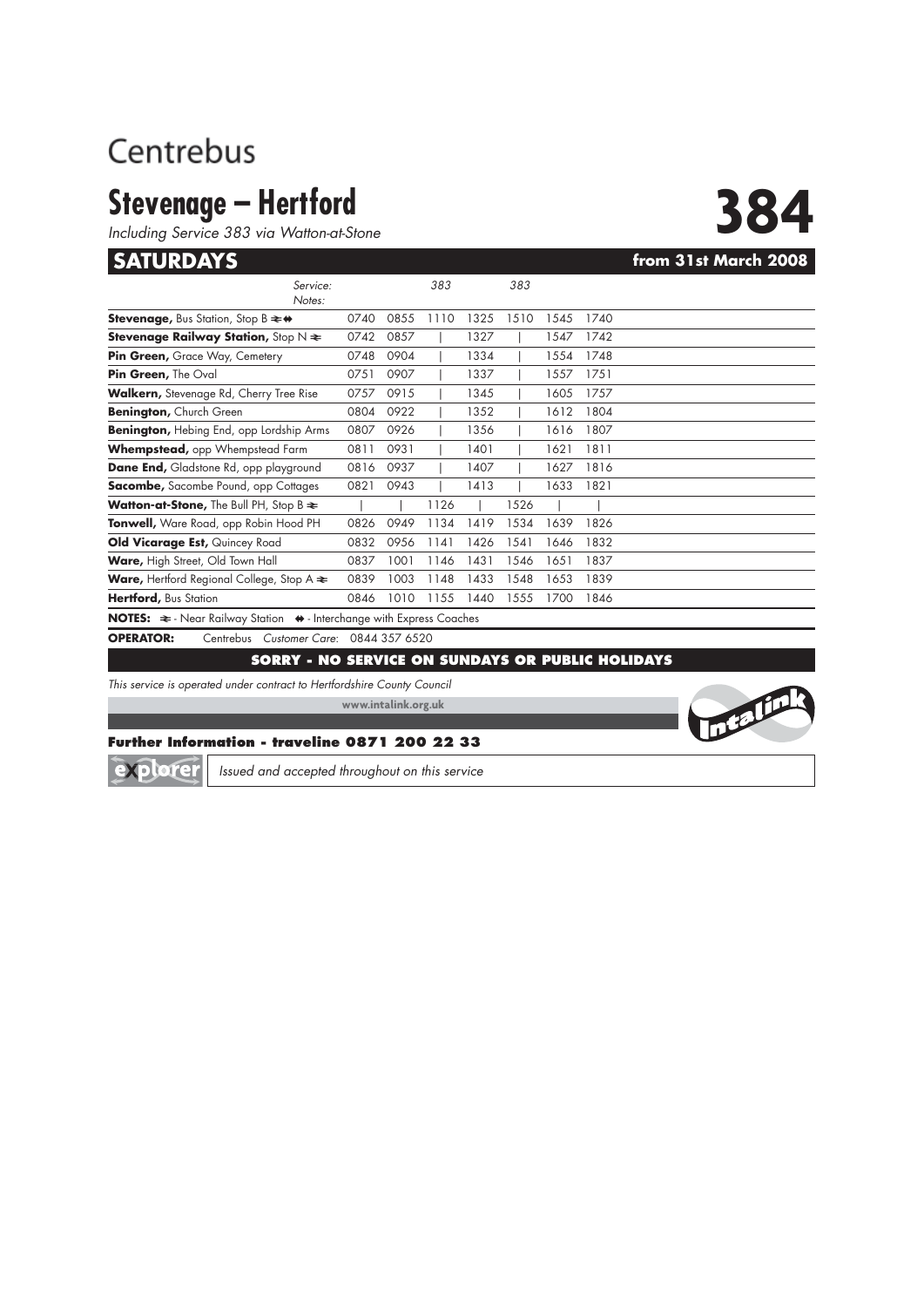Centrebus

# Stevenage – Hertford

*Including Service 383 via Watton-at-Stone*

# 384

## SATURDAYS

**from 31st March 2008**

| Service: | | | 383 | | 383 | | |
|---|---|---|---|---|---|---|---|
| Notes: | | | | | | | |
| **Stevenage,** Bus Station, Stop B ⇌ ⇼ | 0740 | 0855 | 1110 | 1325 | 1510 | 1545 | 1740 |
| **Stevenage Railway Station,** Stop N ⇌ | 0742 | 0857 | \| | 1327 | \| | 1547 | 1742 |
| **Pin Green,** Grace Way, Cemetery | 0748 | 0904 | \| | 1334 | \| | 1554 | 1748 |
| **Pin Green,** The Oval | 0751 | 0907 | \| | 1337 | \| | 1557 | 1751 |
| **Walkern,** Stevenage Rd, Cherry Tree Rise | 0757 | 0915 | \| | 1345 | \| | 1605 | 1757 |
| **Benington,** Church Green | 0804 | 0922 | \| | 1352 | \| | 1612 | 1804 |
| **Benington,** Hebing End, opp Lordship Arms | 0807 | 0926 | \| | 1356 | \| | 1616 | 1807 |
| **Whempstead,** opp Whempstead Farm | 0811 | 0931 | \| | 1401 | \| | 1621 | 1811 |
| **Dane End,** Gladstone Rd, opp playground | 0816 | 0937 | \| | 1407 | \| | 1627 | 1816 |
| **Sacombe,** Sacombe Pound, opp Cottages | 0821 | 0943 | \| | 1413 | \| | 1633 | 1821 |
| **Watton-at-Stone,** The Bull PH, Stop B ⇌ | \| | \| | 1126 | \| | 1526 | \| | \| |
| **Tonwell,** Ware Road, opp Robin Hood PH | 0826 | 0949 | 1134 | 1419 | 1534 | 1639 | 1826 |
| **Old Vicarage Est,** Quincey Road | 0832 | 0956 | 1141 | 1426 | 1541 | 1646 | 1832 |
| **Ware,** High Street, Old Town Hall | 0837 | 1001 | 1146 | 1431 | 1546 | 1651 | 1837 |
| **Ware,** Hertford Regional College, Stop A ⇌ | 0839 | 1003 | 1148 | 1433 | 1548 | 1653 | 1839 |
| **Hertford,** Bus Station | 0846 | 1010 | 1155 | 1440 | 1555 | 1700 | 1846 |

**NOTES:** ⇌ - Near Railway Station ⇼ - Interchange with Express Coaches

**OPERATOR:** Centrebus *Customer Care:* 0844 357 6520

**SORRY - NO SERVICE ON SUNDAYS OR PUBLIC HOLIDAYS**

*This service is operated under contract to Hertfordshire County Council*

www.intalink.org.uk

Intalink

**Further Information - traveline 0871 200 22 33**

explorer *Issued and accepted throughout on this service*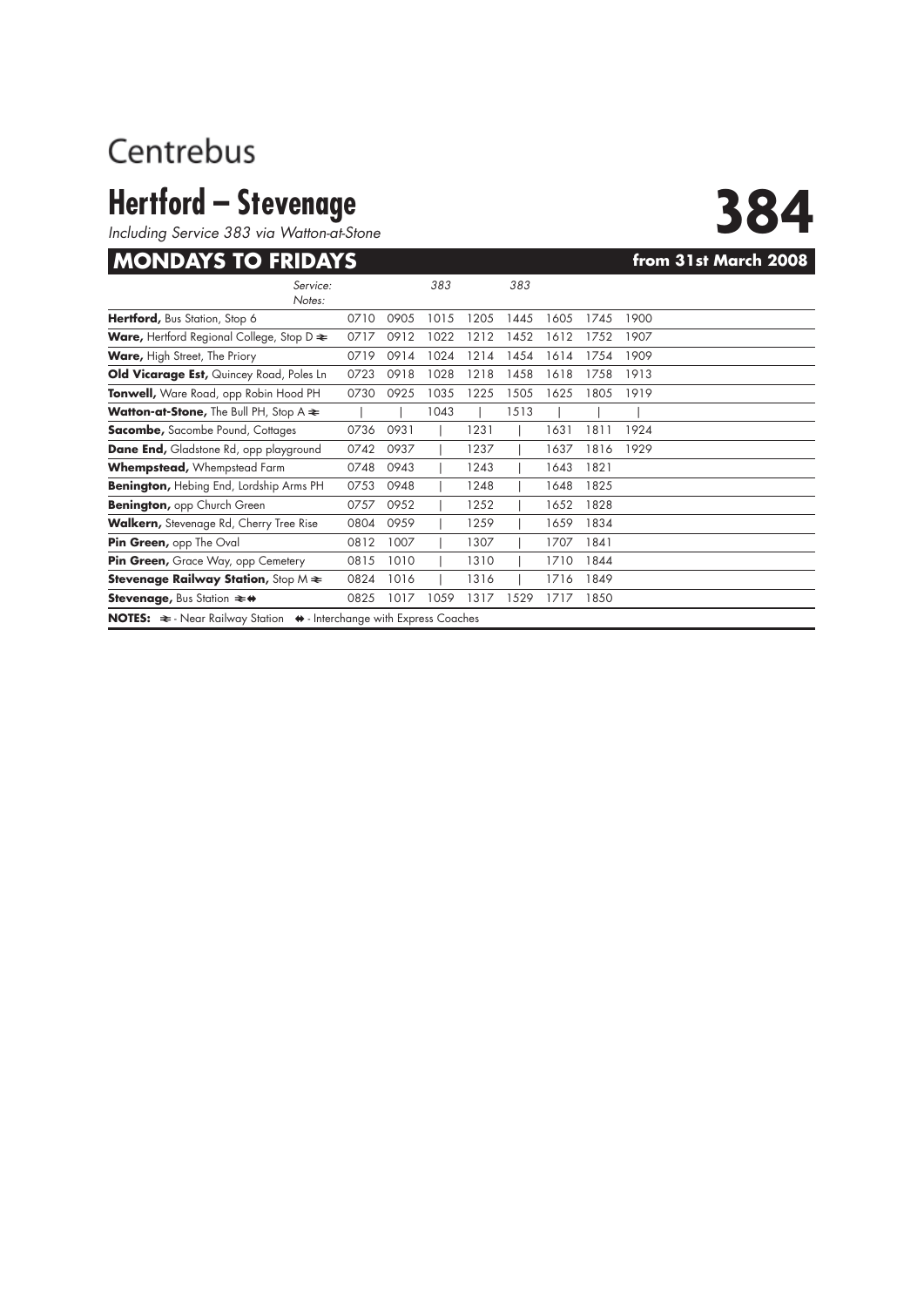Centrebus

# Hertford – Stevenage

*Including Service 383 via Watton-at-Stone*

# 384

## MONDAYS TO FRIDAYS — from 31st March 2008

| Service: / Notes: | | | 383 | | 383 | | | |
|---|---|---|---|---|---|---|---|---|
| **Hertford,** Bus Station, Stop 6 | 0710 | 0905 | 1015 | 1205 | 1445 | 1605 | 1745 | 1900 |
| **Ware,** Hertford Regional College, Stop D ≵ | 0717 | 0912 | 1022 | 1212 | 1452 | 1612 | 1752 | 1907 |
| **Ware,** High Street, The Priory | 0719 | 0914 | 1024 | 1214 | 1454 | 1614 | 1754 | 1909 |
| **Old Vicarage Est,** Quincey Road, Poles Ln | 0723 | 0918 | 1028 | 1218 | 1458 | 1618 | 1758 | 1913 |
| **Tonwell,** Ware Road, opp Robin Hood PH | 0730 | 0925 | 1035 | 1225 | 1505 | 1625 | 1805 | 1919 |
| **Watton-at-Stone,** The Bull PH, Stop A ≵ | \| | \| | 1043 | \| | 1513 | \| | \| | \| |
| **Sacombe,** Sacombe Pound, Cottages | 0736 | 0931 | \| | 1231 | \| | 1631 | 1811 | 1924 |
| **Dane End,** Gladstone Rd, opp playground | 0742 | 0937 | \| | 1237 | \| | 1637 | 1816 | 1929 |
| **Whempstead,** Whempstead Farm | 0748 | 0943 | \| | 1243 | \| | 1643 | 1821 | |
| **Benington,** Hebing End, Lordship Arms PH | 0753 | 0948 | \| | 1248 | \| | 1648 | 1825 | |
| **Benington,** opp Church Green | 0757 | 0952 | \| | 1252 | \| | 1652 | 1828 | |
| **Walkern,** Stevenage Rd, Cherry Tree Rise | 0804 | 0959 | \| | 1259 | \| | 1659 | 1834 | |
| **Pin Green,** opp The Oval | 0812 | 1007 | \| | 1307 | \| | 1707 | 1841 | |
| **Pin Green,** Grace Way, opp Cemetery | 0815 | 1010 | \| | 1310 | \| | 1710 | 1844 | |
| **Stevenage Railway Station,** Stop M ≵ | 0824 | 1016 | \| | 1316 | \| | 1716 | 1849 | |
| **Stevenage,** Bus Station ≵⇼ | 0825 | 1017 | 1059 | 1317 | 1529 | 1717 | 1850 | |

**NOTES:** ≵ - Near Railway Station ⇼ - Interchange with Express Coaches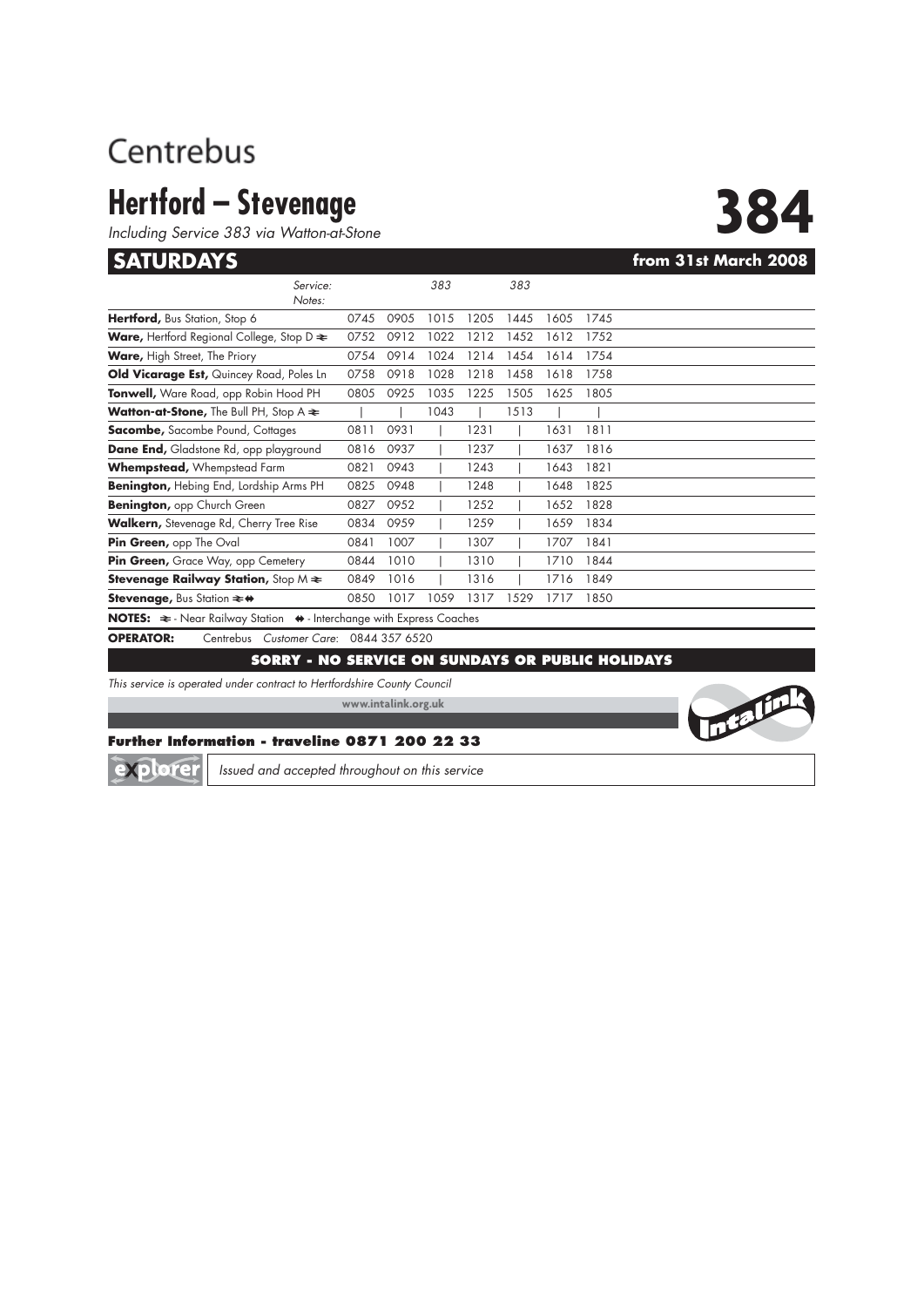Centrebus

# Hertford – Stevenage

*Including Service 383 via Watton-at-Stone*

# 384

## SATURDAYS

**from 31st March 2008**

| Service: | | | 383 | | 383 | | |
|---|---|---|---|---|---|---|---|
| Notes: | | | | | | | |
| **Hertford,** Bus Station, Stop 6 | 0745 | 0905 | 1015 | 1205 | 1445 | 1605 | 1745 |
| **Ware,** Hertford Regional College, Stop D ≹ | 0752 | 0912 | 1022 | 1212 | 1452 | 1612 | 1752 |
| **Ware,** High Street, The Priory | 0754 | 0914 | 1024 | 1214 | 1454 | 1614 | 1754 |
| **Old Vicarage Est,** Quincey Road, Poles Ln | 0758 | 0918 | 1028 | 1218 | 1458 | 1618 | 1758 |
| **Tonwell,** Ware Road, opp Robin Hood PH | 0805 | 0925 | 1035 | 1225 | 1505 | 1625 | 1805 |
| **Watton-at-Stone,** The Bull PH, Stop A ≹ | \| | \| | 1043 | \| | 1513 | \| | \| |
| **Sacombe,** Sacombe Pound, Cottages | 0811 | 0931 | \| | 1231 | \| | 1631 | 1811 |
| **Dane End,** Gladstone Rd, opp playground | 0816 | 0937 | \| | 1237 | \| | 1637 | 1816 |
| **Whempstead,** Whempstead Farm | 0821 | 0943 | \| | 1243 | \| | 1643 | 1821 |
| **Benington,** Hebing End, Lordship Arms PH | 0825 | 0948 | \| | 1248 | \| | 1648 | 1825 |
| **Benington,** opp Church Green | 0827 | 0952 | \| | 1252 | \| | 1652 | 1828 |
| **Walkern,** Stevenage Rd, Cherry Tree Rise | 0834 | 0959 | \| | 1259 | \| | 1659 | 1834 |
| **Pin Green,** opp The Oval | 0841 | 1007 | \| | 1307 | \| | 1707 | 1841 |
| **Pin Green,** Grace Way, opp Cemetery | 0844 | 1010 | \| | 1310 | \| | 1710 | 1844 |
| **Stevenage Railway Station,** Stop M ≹ | 0849 | 1016 | \| | 1316 | \| | 1716 | 1849 |
| **Stevenage,** Bus Station ≹ ⇹ | 0850 | 1017 | 1059 | 1317 | 1529 | 1717 | 1850 |

**NOTES:** ≹ - Near Railway Station ⇹ - Interchange with Express Coaches

**OPERATOR:** Centrebus *Customer Care:* 0844 357 6520

**SORRY - NO SERVICE ON SUNDAYS OR PUBLIC HOLIDAYS**

*This service is operated under contract to Hertfordshire County Council*

**www.intalink.org.uk**

Intalink

**Further Information - traveline 0871 200 22 33**

explorer *Issued and accepted throughout on this service*